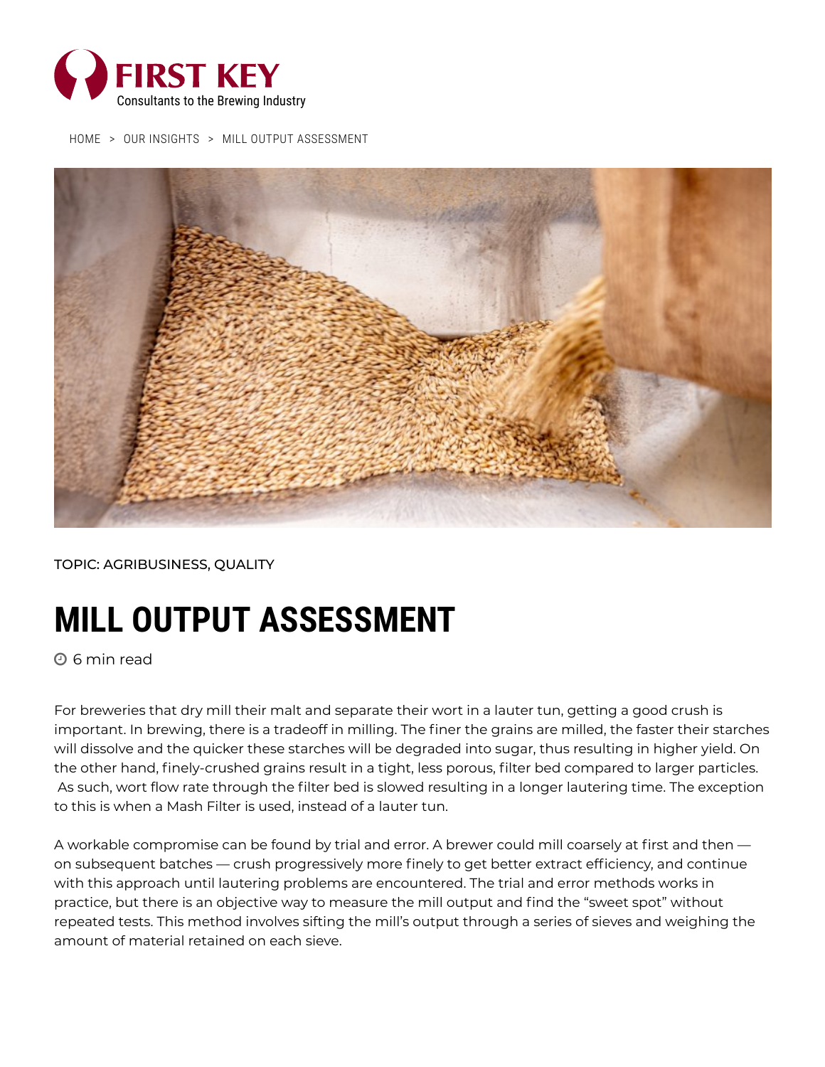FIRST KEY
Consultants to the Brewing Industry

HOME > OUR INSIGHTS > MILL OUTPUT ASSESSMENT

TOPIC: AGRIBUSINESS, QUALITY

# MILL OUTPUT ASSESSMENT

6 min read

For breweries that dry mill their malt and separate their wort in a lauter tun, getting a good crush is important. In brewing, there is a tradeoff in milling. The finer the grains are milled, the faster their starches will dissolve and the quicker these starches will be degraded into sugar, thus resulting in higher yield. On the other hand, finely-crushed grains result in a tight, less porous, filter bed compared to larger particles. As such, wort flow rate through the filter bed is slowed resulting in a longer lautering time. The exception to this is when a Mash Filter is used, instead of a lauter tun.

A workable compromise can be found by trial and error. A brewer could mill coarsely at first and then — on subsequent batches — crush progressively more finely to get better extract efficiency, and continue with this approach until lautering problems are encountered. The trial and error methods works in practice, but there is an objective way to measure the mill output and find the "sweet spot" without repeated tests. This method involves sifting the mill's output through a series of sieves and weighing the amount of material retained on each sieve.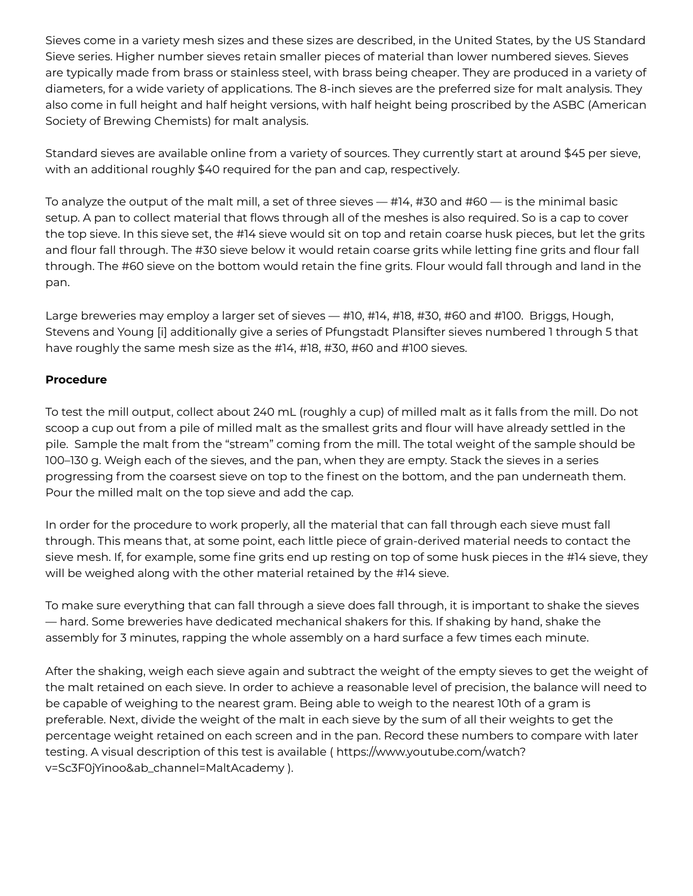Sieves come in a variety mesh sizes and these sizes are described, in the United States, by the US Standard Sieve series. Higher number sieves retain smaller pieces of material than lower numbered sieves. Sieves are typically made from brass or stainless steel, with brass being cheaper. They are produced in a variety of diameters, for a wide variety of applications. The 8-inch sieves are the preferred size for malt analysis. They also come in full height and half height versions, with half height being proscribed by the ASBC (American Society of Brewing Chemists) for malt analysis.

Standard sieves are available online from a variety of sources. They currently start at around $45 per sieve, with an additional roughly $40 required for the pan and cap, respectively.

To analyze the output of the malt mill, a set of three sieves — #14, #30 and #60 — is the minimal basic setup. A pan to collect material that flows through all of the meshes is also required. So is a cap to cover the top sieve. In this sieve set, the #14 sieve would sit on top and retain coarse husk pieces, but let the grits and flour fall through. The #30 sieve below it would retain coarse grits while letting fine grits and flour fall through. The #60 sieve on the bottom would retain the fine grits. Flour would fall through and land in the pan.

Large breweries may employ a larger set of sieves — #10, #14, #18, #30, #60 and #100. Briggs, Hough, Stevens and Young [i] additionally give a series of Pfungstadt Plansifter sieves numbered 1 through 5 that have roughly the same mesh size as the #14, #18, #30, #60 and #100 sieves.

**Procedure**

To test the mill output, collect about 240 mL (roughly a cup) of milled malt as it falls from the mill. Do not scoop a cup out from a pile of milled malt as the smallest grits and flour will have already settled in the pile. Sample the malt from the "stream" coming from the mill. The total weight of the sample should be 100–130 g. Weigh each of the sieves, and the pan, when they are empty. Stack the sieves in a series progressing from the coarsest sieve on top to the finest on the bottom, and the pan underneath them. Pour the milled malt on the top sieve and add the cap.

In order for the procedure to work properly, all the material that can fall through each sieve must fall through. This means that, at some point, each little piece of grain-derived material needs to contact the sieve mesh. If, for example, some fine grits end up resting on top of some husk pieces in the #14 sieve, they will be weighed along with the other material retained by the #14 sieve.

To make sure everything that can fall through a sieve does fall through, it is important to shake the sieves — hard. Some breweries have dedicated mechanical shakers for this. If shaking by hand, shake the assembly for 3 minutes, rapping the whole assembly on a hard surface a few times each minute.

After the shaking, weigh each sieve again and subtract the weight of the empty sieves to get the weight of the malt retained on each sieve. In order to achieve a reasonable level of precision, the balance will need to be capable of weighing to the nearest gram. Being able to weigh to the nearest 10th of a gram is preferable. Next, divide the weight of the malt in each sieve by the sum of all their weights to get the percentage weight retained on each screen and in the pan. Record these numbers to compare with later testing. A visual description of this test is available ( https://www.youtube.com/watch?v=Sc3F0jYinoo&ab_channel=MaltAcademy ).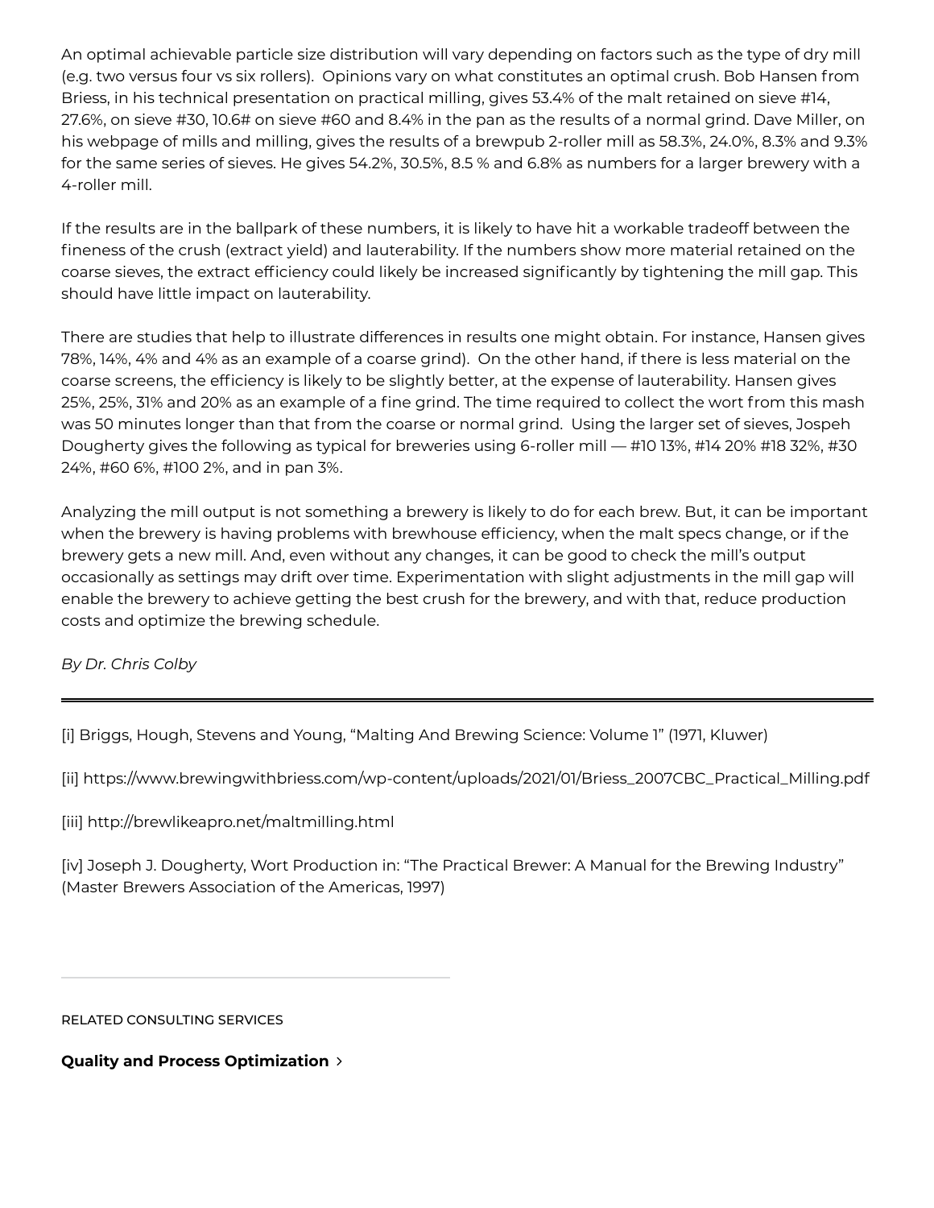An optimal achievable particle size distribution will vary depending on factors such as the type of dry mill (e.g. two versus four vs six rollers). Opinions vary on what constitutes an optimal crush. Bob Hansen from Briess, in his technical presentation on practical milling, gives 53.4% of the malt retained on sieve #14, 27.6%, on sieve #30, 10.6# on sieve #60 and 8.4% in the pan as the results of a normal grind. Dave Miller, on his webpage of mills and milling, gives the results of a brewpub 2-roller mill as 58.3%, 24.0%, 8.3% and 9.3% for the same series of sieves. He gives 54.2%, 30.5%, 8.5 % and 6.8% as numbers for a larger brewery with a 4-roller mill.

If the results are in the ballpark of these numbers, it is likely to have hit a workable tradeoff between the fineness of the crush (extract yield) and lauterability. If the numbers show more material retained on the coarse sieves, the extract efficiency could likely be increased significantly by tightening the mill gap. This should have little impact on lauterability.

There are studies that help to illustrate differences in results one might obtain. For instance, Hansen gives 78%, 14%, 4% and 4% as an example of a coarse grind). On the other hand, if there is less material on the coarse screens, the efficiency is likely to be slightly better, at the expense of lauterability. Hansen gives 25%, 25%, 31% and 20% as an example of a fine grind. The time required to collect the wort from this mash was 50 minutes longer than that from the coarse or normal grind. Using the larger set of sieves, Jospeh Dougherty gives the following as typical for breweries using 6-roller mill — #10 13%, #14 20% #18 32%, #30 24%, #60 6%, #100 2%, and in pan 3%.

Analyzing the mill output is not something a brewery is likely to do for each brew. But, it can be important when the brewery is having problems with brewhouse efficiency, when the malt specs change, or if the brewery gets a new mill. And, even without any changes, it can be good to check the mill's output occasionally as settings may drift over time. Experimentation with slight adjustments in the mill gap will enable the brewery to achieve getting the best crush for the brewery, and with that, reduce production costs and optimize the brewing schedule.

*By Dr. Chris Colby*

---

[i] Briggs, Hough, Stevens and Young, "Malting And Brewing Science: Volume 1" (1971, Kluwer)

[ii] https://www.brewingwithbriess.com/wp-content/uploads/2021/01/Briess_2007CBC_Practical_Milling.pdf

[iii] http://brewlikeapro.net/maltmilling.html

[iv] Joseph J. Dougherty, Wort Production in: "The Practical Brewer: A Manual for the Brewing Industry" (Master Brewers Association of the Americas, 1997)

---

RELATED CONSULTING SERVICES

**Quality and Process Optimization ›**